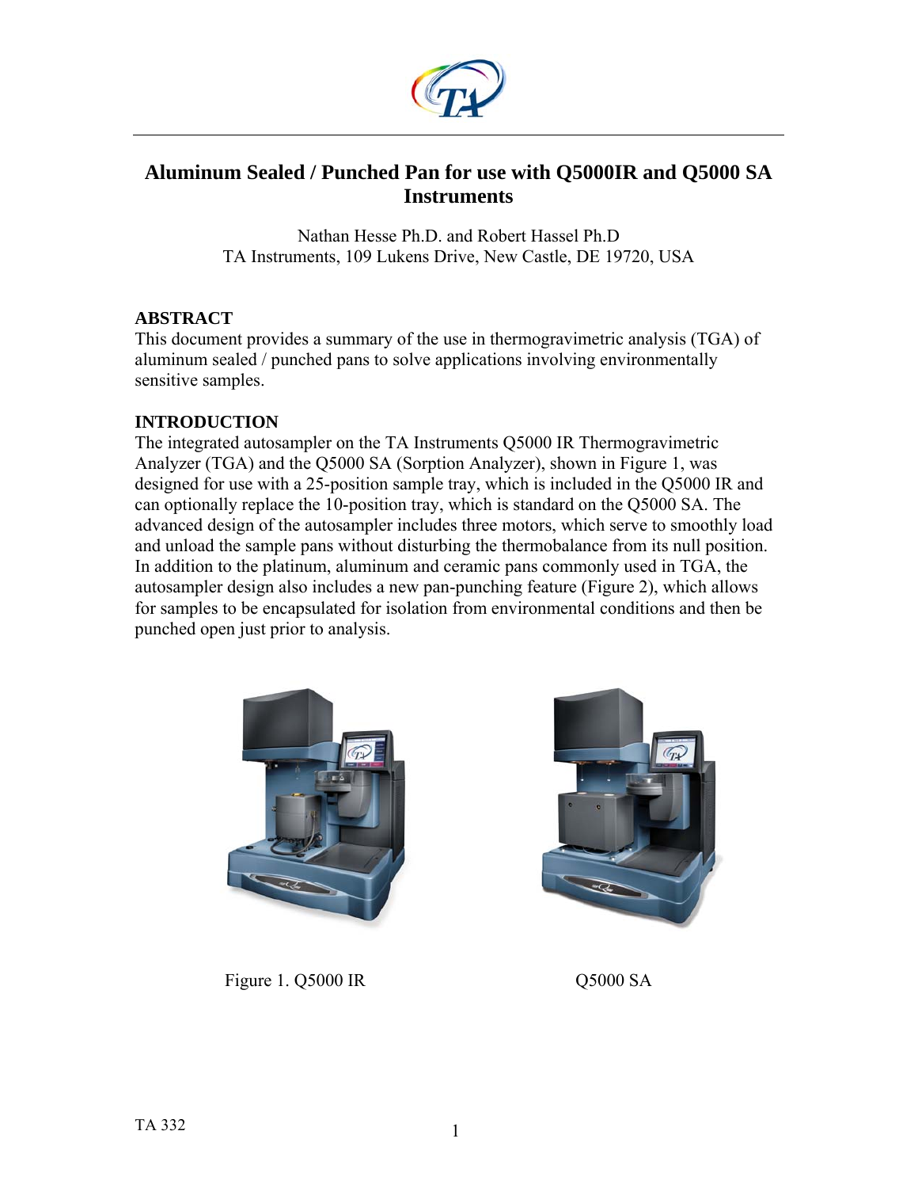# Aluminum Sealed / Punched Pan for use with Q5000IR and Q5000 SA Instruments

Nathan Hesse Ph.D. and Robert Hassel Ph.D
TA Instruments, 109 Lukens Drive, New Castle, DE 19720, USA

## ABSTRACT

This document provides a summary of the use in thermogravimetric analysis (TGA) of aluminum sealed / punched pans to solve applications involving environmentally sensitive samples.

## INTRODUCTION

The integrated autosampler on the TA Instruments Q5000 IR Thermogravimetric Analyzer (TGA) and the Q5000 SA (Sorption Analyzer), shown in Figure 1, was designed for use with a 25-position sample tray, which is included in the Q5000 IR and can optionally replace the 10-position tray, which is standard on the Q5000 SA. The advanced design of the autosampler includes three motors, which serve to smoothly load and unload the sample pans without disturbing the thermobalance from its null position. In addition to the platinum, aluminum and ceramic pans commonly used in TGA, the autosampler design also includes a new pan-punching feature (Figure 2), which allows for samples to be encapsulated for isolation from environmental conditions and then be punched open just prior to analysis.

Figure 1. Q5000 IR                                        Q5000 SA

TA 332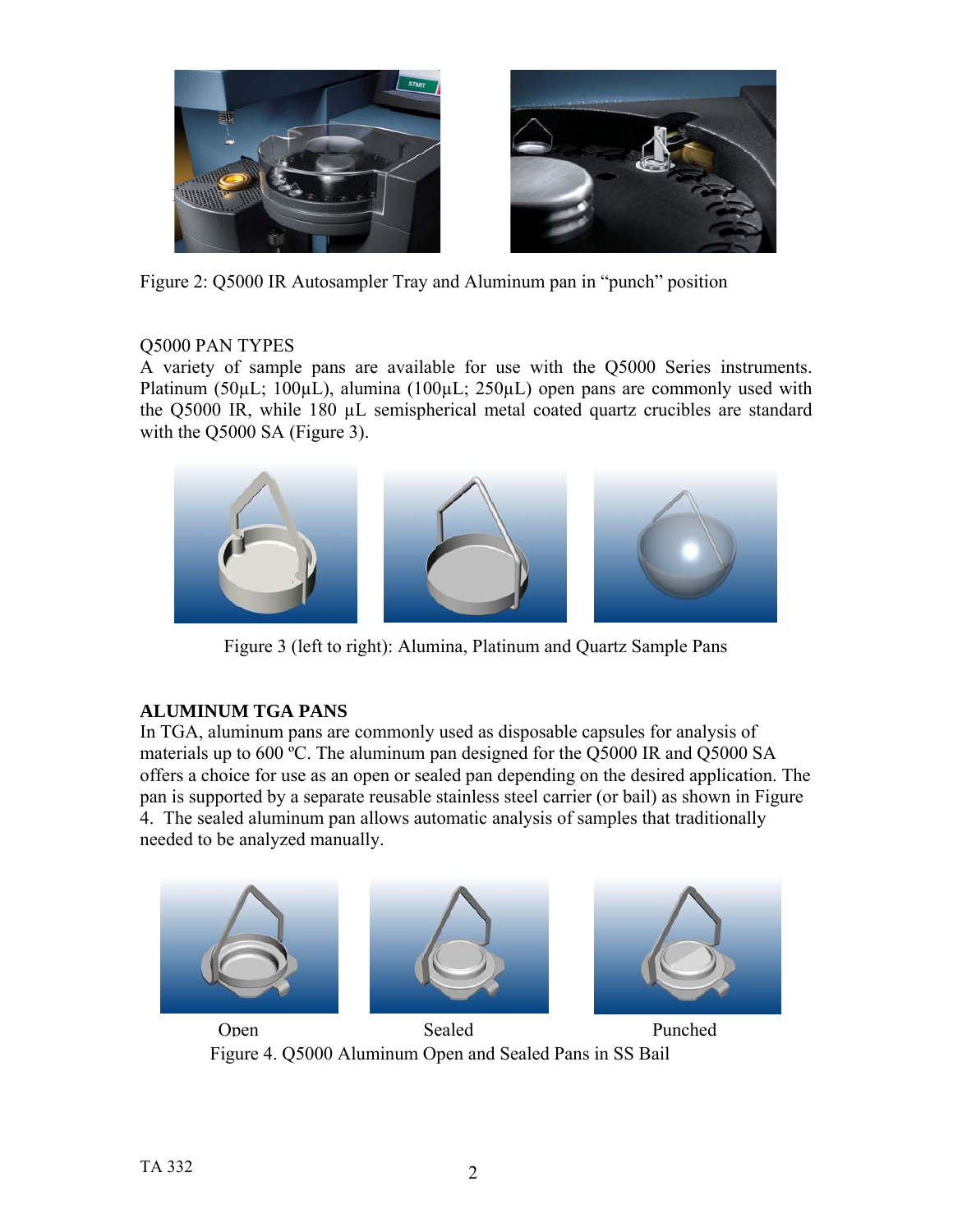Figure 2: Q5000 IR Autosampler Tray and Aluminum pan in "punch" position

Q5000 PAN TYPES

A variety of sample pans are available for use with the Q5000 Series instruments. Platinum (50µL; 100µL), alumina (100µL; 250µL) open pans are commonly used with the Q5000 IR, while 180 µL semispherical metal coated quartz crucibles are standard with the Q5000 SA (Figure 3).

Figure 3 (left to right): Alumina, Platinum and Quartz Sample Pans

**ALUMINUM TGA PANS**

In TGA, aluminum pans are commonly used as disposable capsules for analysis of materials up to 600 ºC. The aluminum pan designed for the Q5000 IR and Q5000 SA offers a choice for use as an open or sealed pan depending on the desired application. The pan is supported by a separate reusable stainless steel carrier (or bail) as shown in Figure 4. The sealed aluminum pan allows automatic analysis of samples that traditionally needed to be analyzed manually.

Open Sealed Punched

Figure 4. Q5000 Aluminum Open and Sealed Pans in SS Bail

TA 332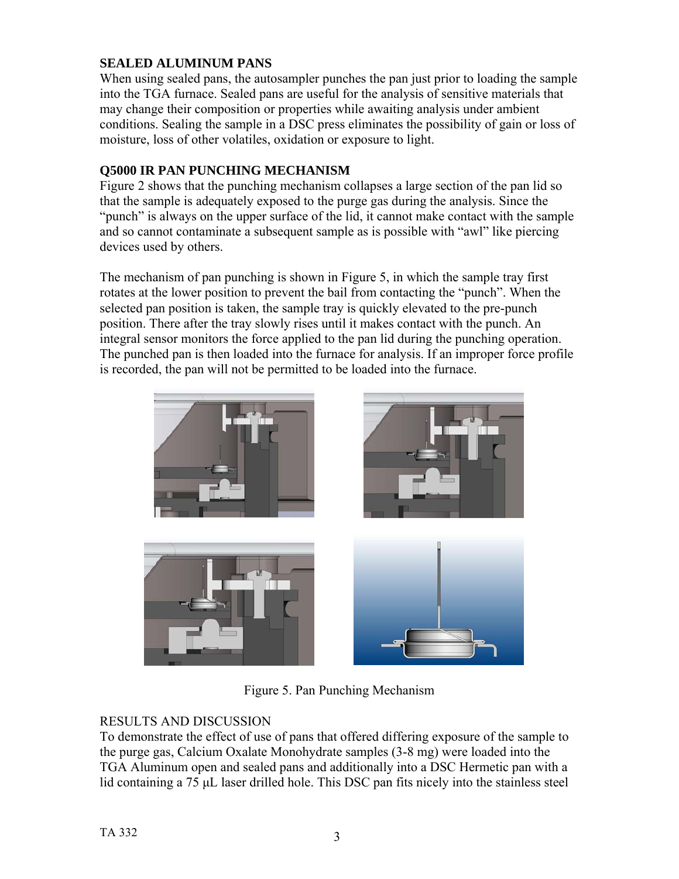## SEALED ALUMINUM PANS

When using sealed pans, the autosampler punches the pan just prior to loading the sample into the TGA furnace. Sealed pans are useful for the analysis of sensitive materials that may change their composition or properties while awaiting analysis under ambient conditions. Sealing the sample in a DSC press eliminates the possibility of gain or loss of moisture, loss of other volatiles, oxidation or exposure to light.

## Q5000 IR PAN PUNCHING MECHANISM

Figure 2 shows that the punching mechanism collapses a large section of the pan lid so that the sample is adequately exposed to the purge gas during the analysis. Since the "punch" is always on the upper surface of the lid, it cannot make contact with the sample and so cannot contaminate a subsequent sample as is possible with "awl" like piercing devices used by others.

The mechanism of pan punching is shown in Figure 5, in which the sample tray first rotates at the lower position to prevent the bail from contacting the "punch". When the selected pan position is taken, the sample tray is quickly elevated to the pre-punch position. There after the tray slowly rises until it makes contact with the punch. An integral sensor monitors the force applied to the pan lid during the punching operation. The punched pan is then loaded into the furnace for analysis. If an improper force profile is recorded, the pan will not be permitted to be loaded into the furnace.

Figure 5. Pan Punching Mechanism

RESULTS AND DISCUSSION

To demonstrate the effect of use of pans that offered differing exposure of the sample to the purge gas, Calcium Oxalate Monohydrate samples (3-8 mg) were loaded into the TGA Aluminum open and sealed pans and additionally into a DSC Hermetic pan with a lid containing a 75 µL laser drilled hole. This DSC pan fits nicely into the stainless steel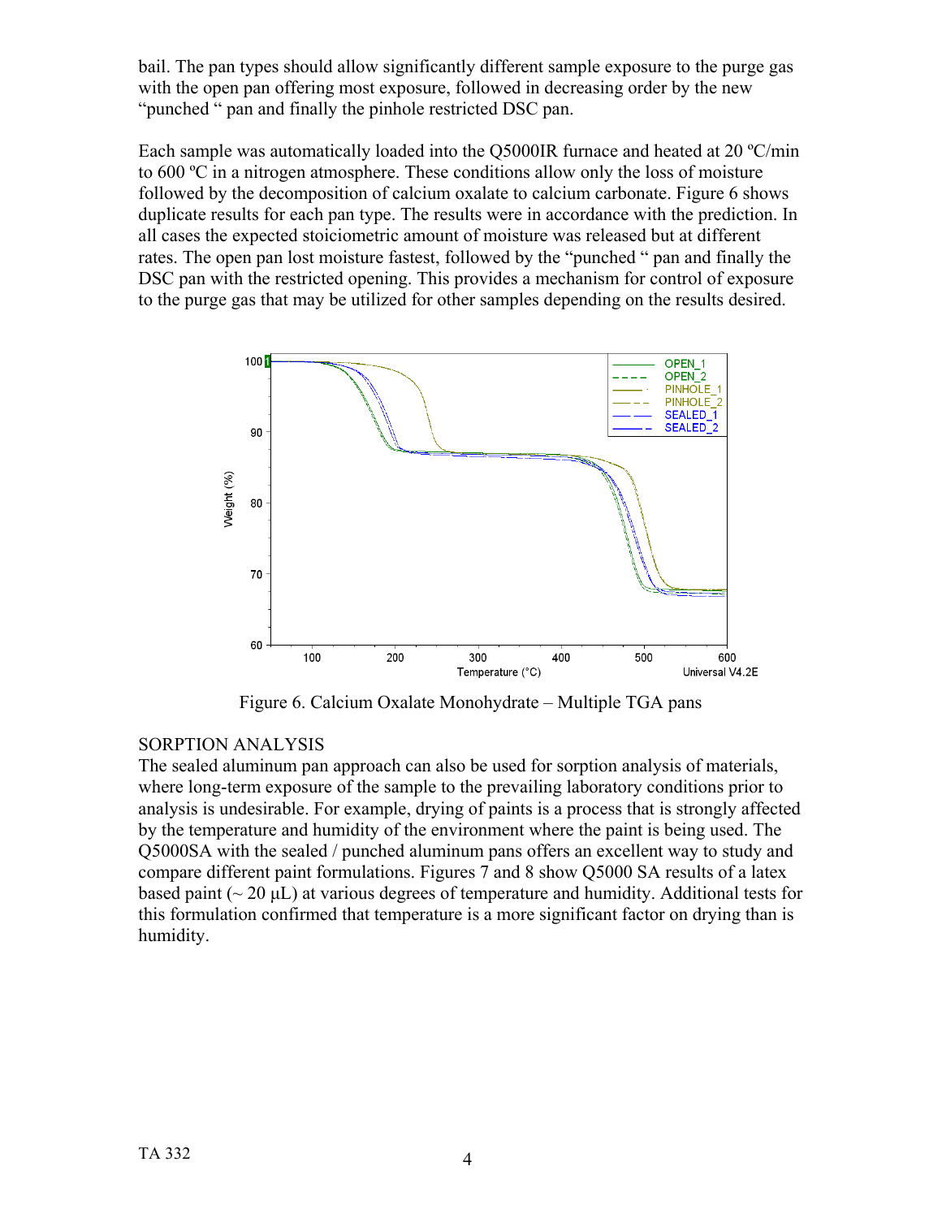bail. The pan types should allow significantly different sample exposure to the purge gas with the open pan offering most exposure, followed in decreasing order by the new “punched “ pan and finally the pinhole restricted DSC pan.

Each sample was automatically loaded into the Q5000IR furnace and heated at 20 ºC/min to 600 ºC in a nitrogen atmosphere. These conditions allow only the loss of moisture followed by the decomposition of calcium oxalate to calcium carbonate. Figure 6 shows duplicate results for each pan type. The results were in accordance with the prediction. In all cases the expected stoiciometric amount of moisture was released but at different rates. The open pan lost moisture fastest, followed by the “punched “ pan and finally the DSC pan with the restricted opening. This provides a mechanism for control of exposure to the purge gas that may be utilized for other samples depending on the results desired.

Figure 6. Calcium Oxalate Monohydrate – Multiple TGA pans

SORPTION ANALYSIS

The sealed aluminum pan approach can also be used for sorption analysis of materials, where long-term exposure of the sample to the prevailing laboratory conditions prior to analysis is undesirable. For example, drying of paints is a process that is strongly affected by the temperature and humidity of the environment where the paint is being used. The Q5000SA with the sealed / punched aluminum pans offers an excellent way to study and compare different paint formulations. Figures 7 and 8 show Q5000 SA results of a latex based paint (~ 20 μL) at various degrees of temperature and humidity. Additional tests for this formulation confirmed that temperature is a more significant factor on drying than is humidity.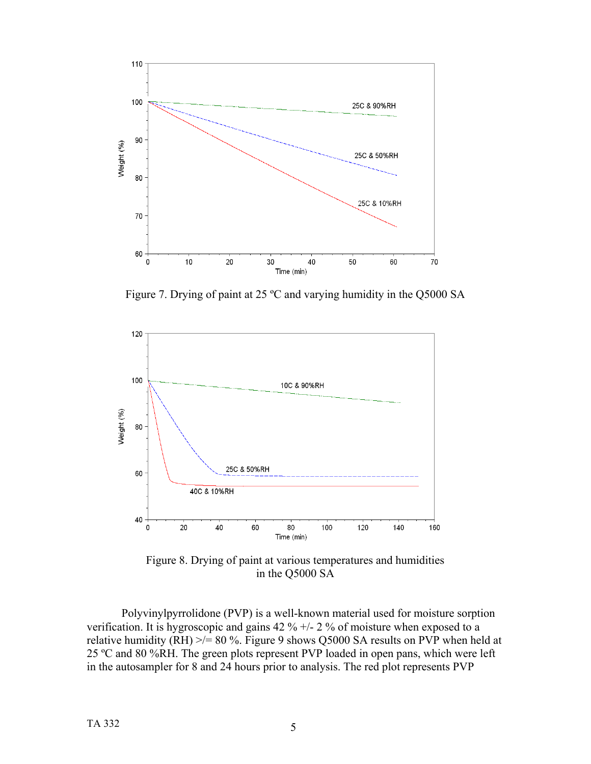Figure 7. Drying of paint at 25 ºC and varying humidity in the Q5000 SA

Figure 8. Drying of paint at various temperatures and humidities in the Q5000 SA

Polyvinylpyrrolidone (PVP) is a well-known material used for moisture sorption verification. It is hygroscopic and gains 42 % +/- 2 % of moisture when exposed to a relative humidity (RH) >/= 80 %. Figure 9 shows Q5000 SA results on PVP when held at 25 ºC and 80 %RH. The green plots represent PVP loaded in open pans, which were left in the autosampler for 8 and 24 hours prior to analysis. The red plot represents PVP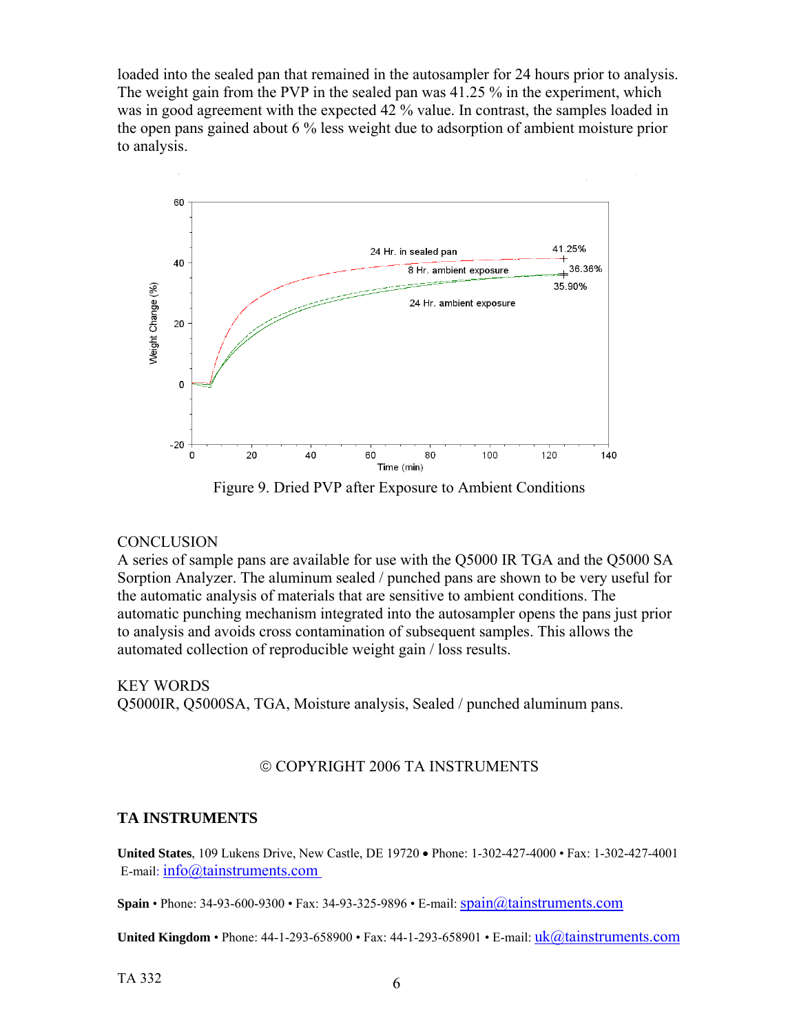loaded into the sealed pan that remained in the autosampler for 24 hours prior to analysis. The weight gain from the PVP in the sealed pan was 41.25 % in the experiment, which was in good agreement with the expected 42 % value. In contrast, the samples loaded in the open pans gained about 6 % less weight due to adsorption of ambient moisture prior to analysis.

Figure 9. Dried PVP after Exposure to Ambient Conditions

## CONCLUSION

A series of sample pans are available for use with the Q5000 IR TGA and the Q5000 SA Sorption Analyzer. The aluminum sealed / punched pans are shown to be very useful for the automatic analysis of materials that are sensitive to ambient conditions. The automatic punching mechanism integrated into the autosampler opens the pans just prior to analysis and avoids cross contamination of subsequent samples. This allows the automated collection of reproducible weight gain / loss results.

## KEY WORDS

Q5000IR, Q5000SA, TGA, Moisture analysis, Sealed / punched aluminum pans.

© COPYRIGHT 2006 TA INSTRUMENTS

## TA INSTRUMENTS

**United States**, 109 Lukens Drive, New Castle, DE 19720 • Phone: 1-302-427-4000 • Fax: 1-302-427-4001
E-mail: info@tainstruments.com

**Spain** • Phone: 34-93-600-9300 • Fax: 34-93-325-9896 • E-mail: spain@tainstruments.com

**United Kingdom** • Phone: 44-1-293-658900 • Fax: 44-1-293-658901 • E-mail: uk@tainstruments.com

TA 332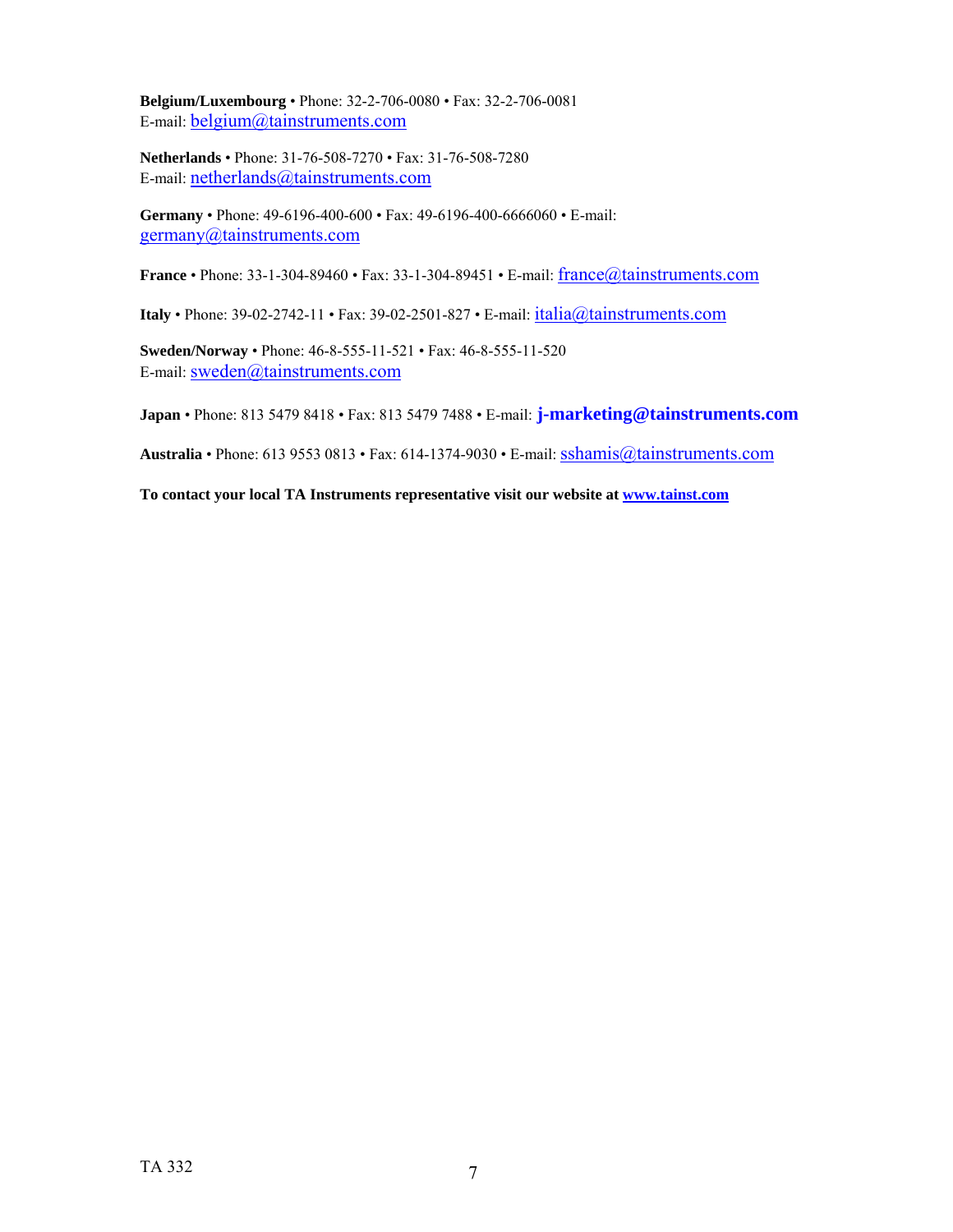**Belgium/Luxembourg** • Phone: 32-2-706-0080 • Fax: 32-2-706-0081
E-mail: belgium@tainstruments.com

**Netherlands** • Phone: 31-76-508-7270 • Fax: 31-76-508-7280
E-mail: netherlands@tainstruments.com

**Germany** • Phone: 49-6196-400-600 • Fax: 49-6196-400-6666060 • E-mail: germany@tainstruments.com

**France** • Phone: 33-1-304-89460 • Fax: 33-1-304-89451 • E-mail: france@tainstruments.com

**Italy** • Phone: 39-02-2742-11 • Fax: 39-02-2501-827 • E-mail: italia@tainstruments.com

**Sweden/Norway** • Phone: 46-8-555-11-521 • Fax: 46-8-555-11-520
E-mail: sweden@tainstruments.com

**Japan** • Phone: 813 5479 8418 • Fax: 813 5479 7488 • E-mail: **j-marketing@tainstruments.com**

**Australia** • Phone: 613 9553 0813 • Fax: 614-1374-9030 • E-mail: sshamis@tainstruments.com

**To contact your local TA Instruments representative visit our website at www.tainst.com**

TA 332